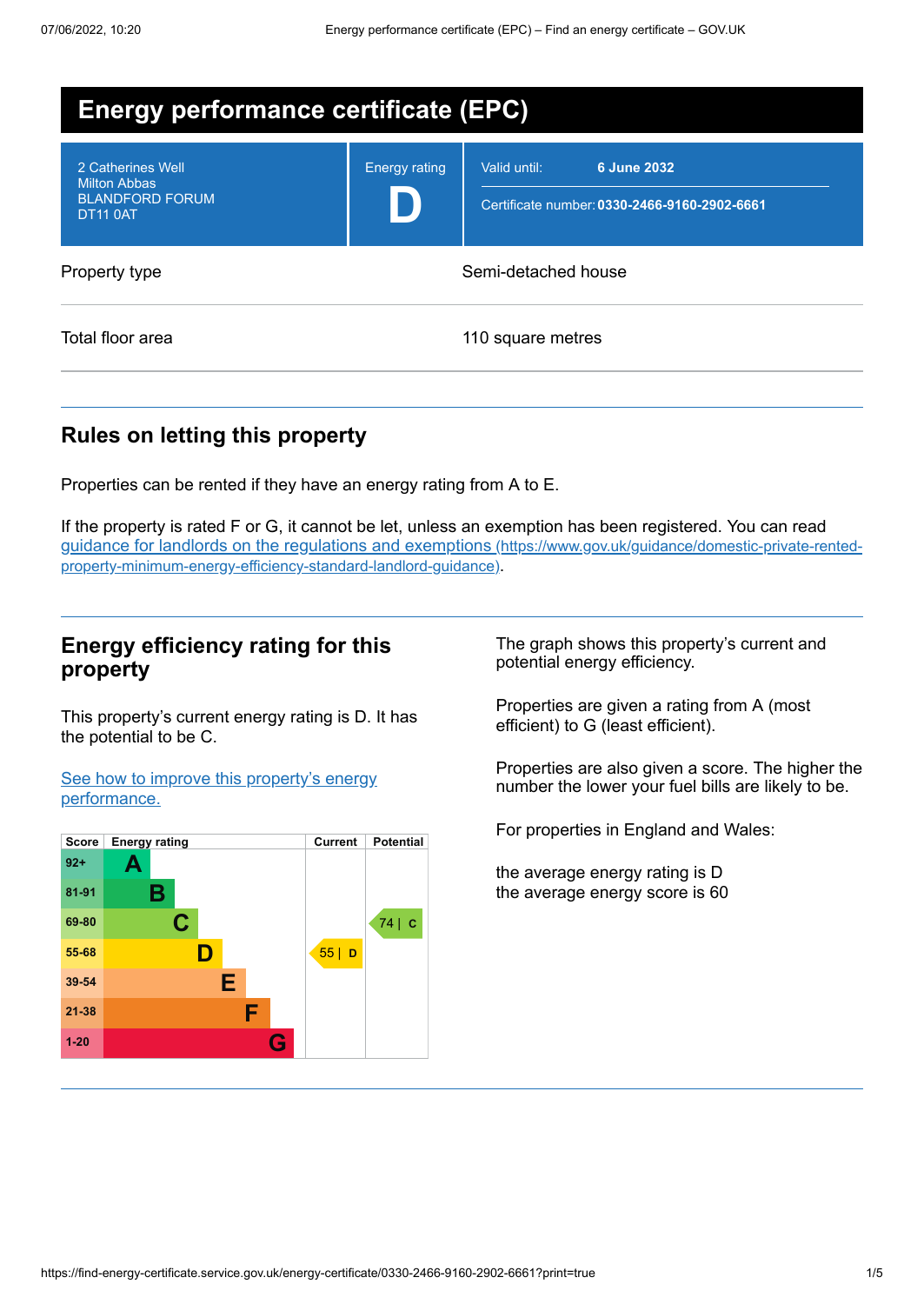# Energy performance certificate (EPC)

| 2 Catherines Well<br>Milton Abbas<br>BLANDFORD FORUM<br>DT11 0AT | Energy rating<br>**D** | Valid until: **6 June 2032**<br>Certificate number: **0330-2466-9160-2902-6661** |
|---|---|---|

| | |
|---|---|
| Property type | Semi-detached house |
| Total floor area | 110 square metres |

## Rules on letting this property

Properties can be rented if they have an energy rating from A to E.

If the property is rated F or G, it cannot be let, unless an exemption has been registered. You can read guidance for landlords on the regulations and exemptions (https://www.gov.uk/guidance/domestic-private-rented-property-minimum-energy-efficiency-standard-landlord-guidance).

## Energy efficiency rating for this property

This property's current energy rating is D. It has the potential to be C.

See how to improve this property's energy performance.

| Score | Energy rating | Current | Potential |
|---|---|---|---|
| 92+ | A | | |
| 81-91 | B | | |
| 69-80 | C | | 74 \| C |
| 55-68 | D | 55 \| D | |
| 39-54 | E | | |
| 21-38 | F | | |
| 1-20 | G | | |

The graph shows this property's current and potential energy efficiency.

Properties are given a rating from A (most efficient) to G (least efficient).

Properties are also given a score. The higher the number the lower your fuel bills are likely to be.

For properties in England and Wales:

the average energy rating is D
the average energy score is 60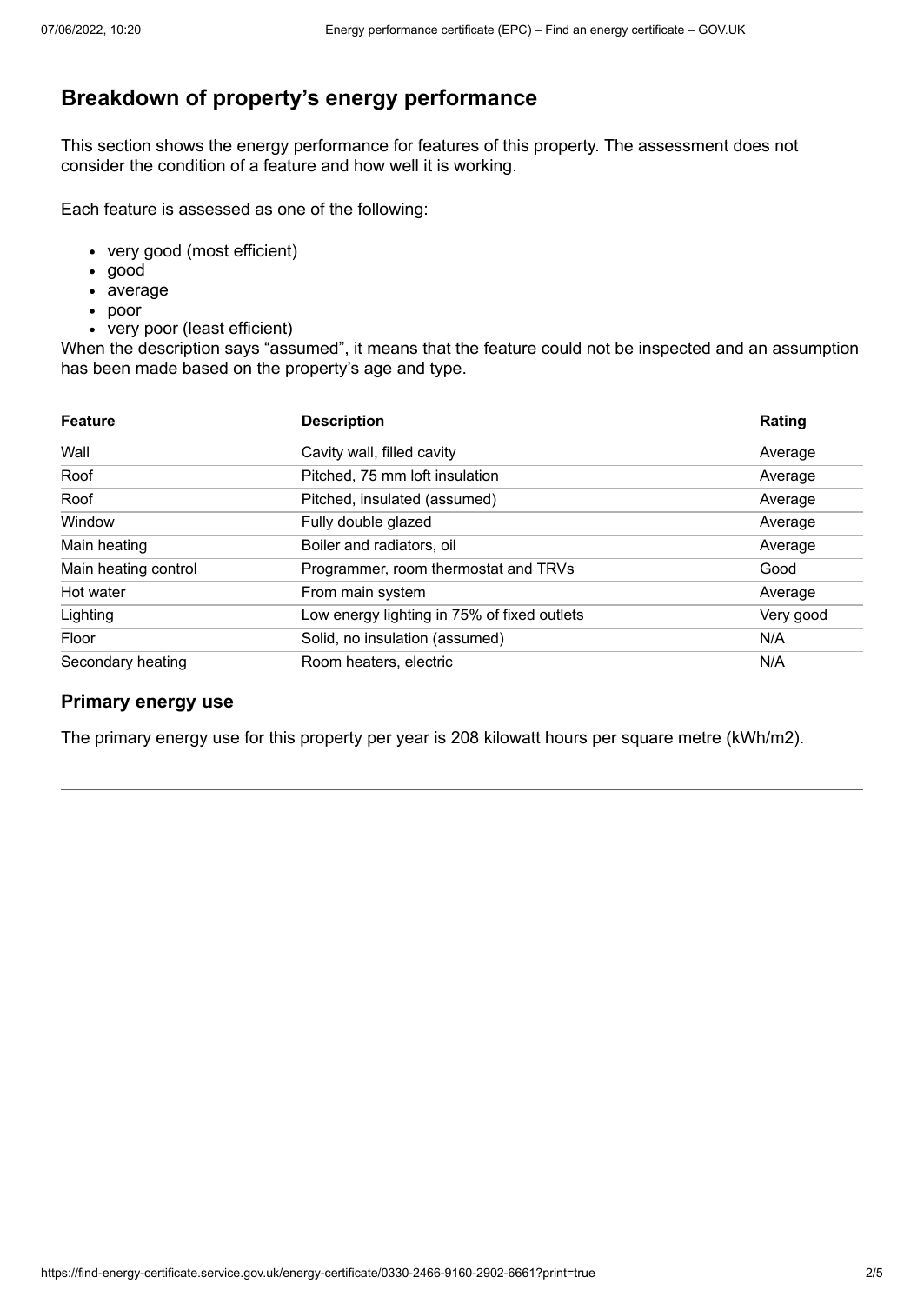## Breakdown of property's energy performance

This section shows the energy performance for features of this property. The assessment does not consider the condition of a feature and how well it is working.

Each feature is assessed as one of the following:

- very good (most efficient)
- good
- average
- poor
- very poor (least efficient)

When the description says "assumed", it means that the feature could not be inspected and an assumption has been made based on the property's age and type.

| Feature | Description | Rating |
|---|---|---|
| Wall | Cavity wall, filled cavity | Average |
| Roof | Pitched, 75 mm loft insulation | Average |
| Roof | Pitched, insulated (assumed) | Average |
| Window | Fully double glazed | Average |
| Main heating | Boiler and radiators, oil | Average |
| Main heating control | Programmer, room thermostat and TRVs | Good |
| Hot water | From main system | Average |
| Lighting | Low energy lighting in 75% of fixed outlets | Very good |
| Floor | Solid, no insulation (assumed) | N/A |
| Secondary heating | Room heaters, electric | N/A |

### Primary energy use

The primary energy use for this property per year is 208 kilowatt hours per square metre (kWh/m2).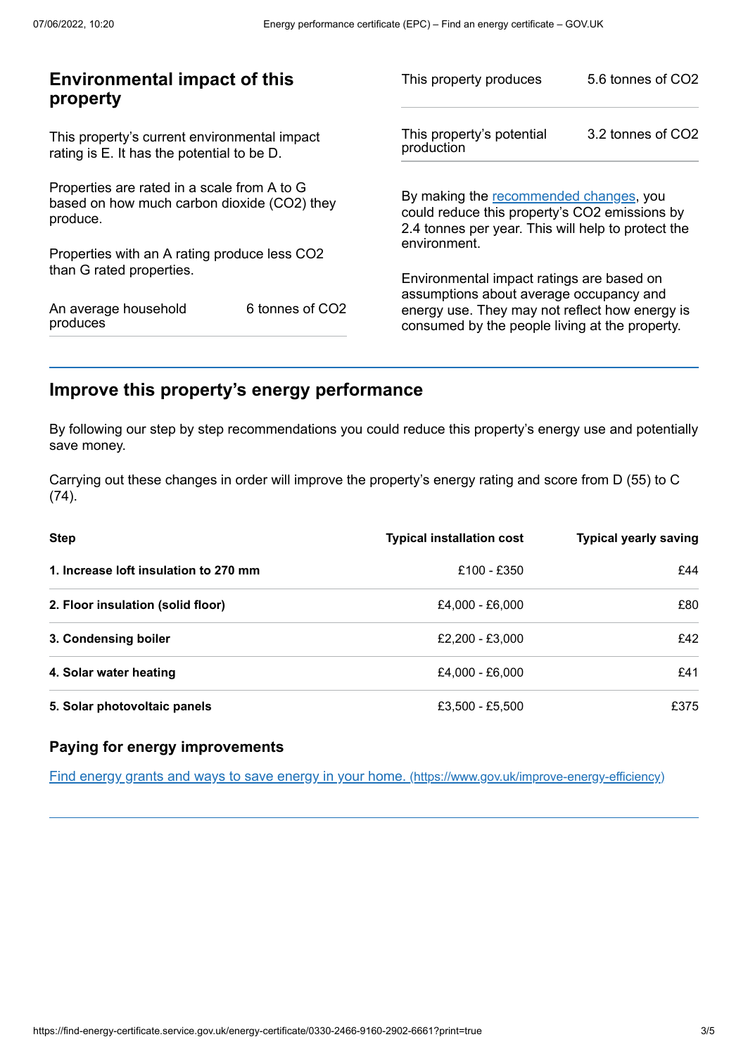## Environmental impact of this property

This property's current environmental impact rating is E. It has the potential to be D.

Properties are rated in a scale from A to G based on how much carbon dioxide ($CO_2$) they produce.

Properties with an A rating produce less $CO_2$ than G rated properties.

| | |
|---|---|
| An average household produces | 6 tonnes of $CO_2$ |
| This property produces | 5.6 tonnes of $CO_2$ |
| This property's potential production | 3.2 tonnes of $CO_2$ |

By making the recommended changes, you could reduce this property's $CO_2$ emissions by 2.4 tonnes per year. This will help to protect the environment.

Environmental impact ratings are based on assumptions about average occupancy and energy use. They may not reflect how energy is consumed by the people living at the property.

## Improve this property's energy performance

By following our step by step recommendations you could reduce this property's energy use and potentially save money.

Carrying out these changes in order will improve the property's energy rating and score from D (55) to C (74).

| Step | Typical installation cost | Typical yearly saving |
|---|---|---|
| **1. Increase loft insulation to 270 mm** | £100 - £350 | £44 |
| **2. Floor insulation (solid floor)** | £4,000 - £6,000 | £80 |
| **3. Condensing boiler** | £2,200 - £3,000 | £42 |
| **4. Solar water heating** | £4,000 - £6,000 | £41 |
| **5. Solar photovoltaic panels** | £3,500 - £5,500 | £375 |

### Paying for energy improvements

[Find energy grants and ways to save energy in your home. (https://www.gov.uk/improve-energy-efficiency)](https://www.gov.uk/improve-energy-efficiency)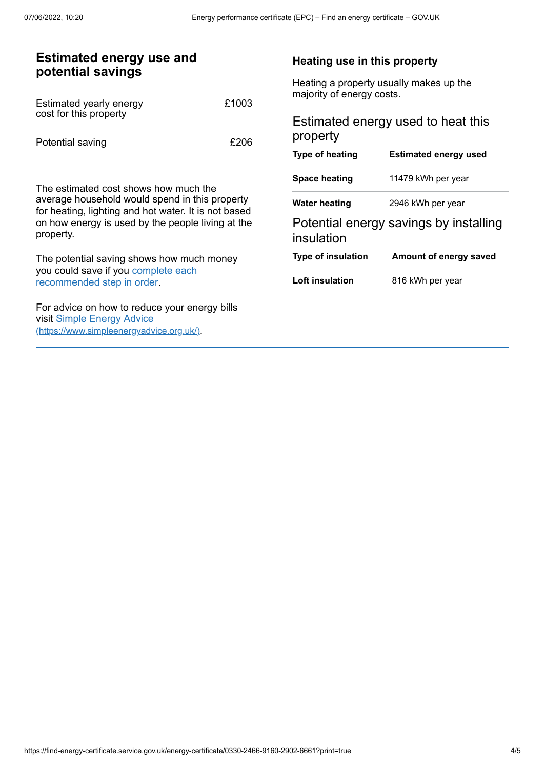## Estimated energy use and potential savings

| | |
|---|---|
| Estimated yearly energy cost for this property | £1003 |
| Potential saving | £206 |

The estimated cost shows how much the average household would spend in this property for heating, lighting and hot water. It is not based on how energy is used by the people living at the property.

The potential saving shows how much money you could save if you complete each recommended step in order.

For advice on how to reduce your energy bills visit Simple Energy Advice (https://www.simpleenergyadvice.org.uk/).

## Heating use in this property

Heating a property usually makes up the majority of energy costs.

### Estimated energy used to heat this property

| Type of heating | Estimated energy used |
|---|---|
| **Space heating** | 11479 kWh per year |
| **Water heating** | 2946 kWh per year |

### Potential energy savings by installing insulation

| Type of insulation | Amount of energy saved |
|---|---|
| **Loft insulation** | 816 kWh per year |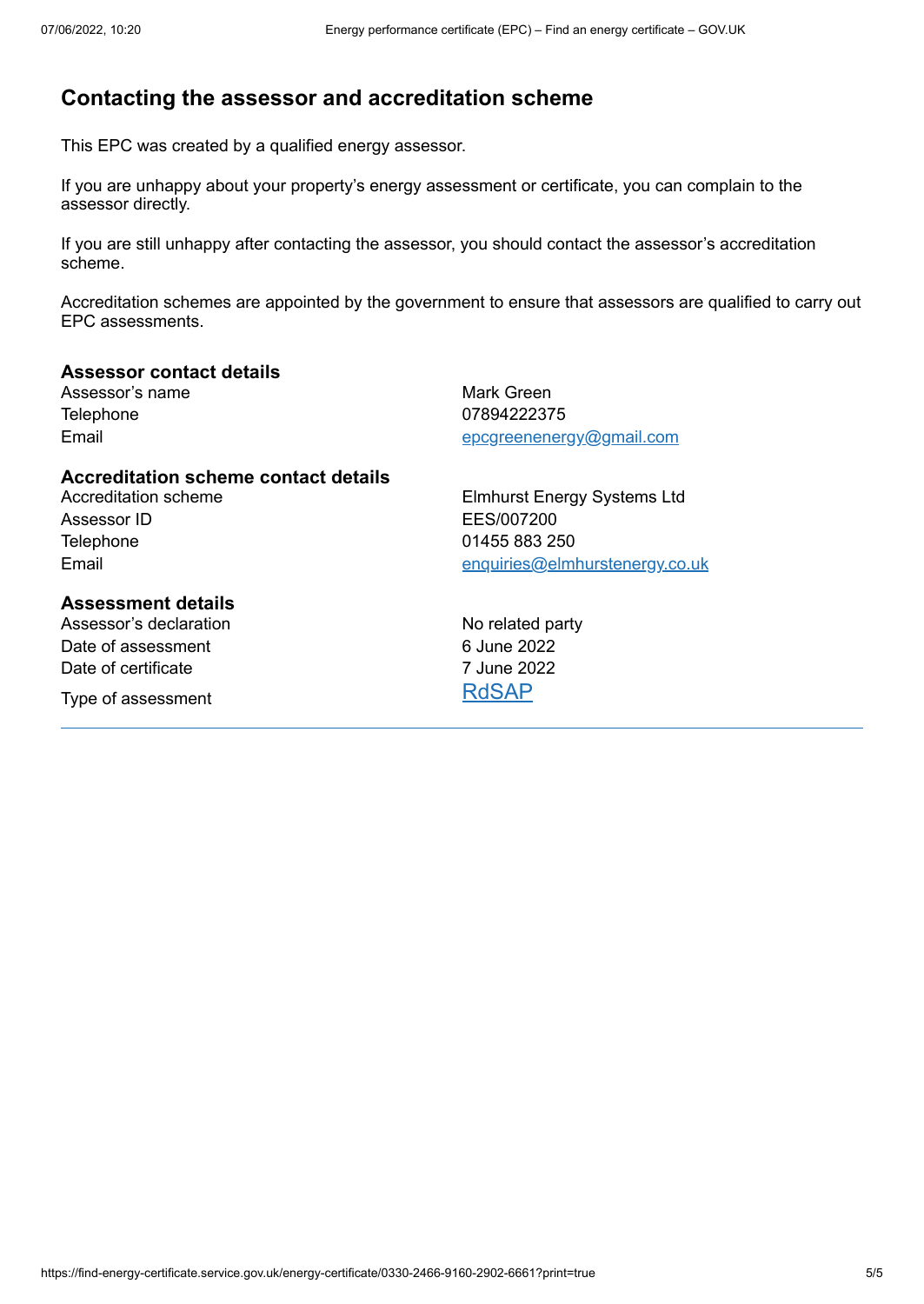## Contacting the assessor and accreditation scheme

This EPC was created by a qualified energy assessor.

If you are unhappy about your property's energy assessment or certificate, you can complain to the assessor directly.

If you are still unhappy after contacting the assessor, you should contact the assessor's accreditation scheme.

Accreditation schemes are appointed by the government to ensure that assessors are qualified to carry out EPC assessments.

### Assessor contact details

| | |
|---|---|
| Assessor's name | Mark Green |
| Telephone | 07894222375 |
| Email | epcgreenenergy@gmail.com |

### Accreditation scheme contact details

| | |
|---|---|
| Accreditation scheme | Elmhurst Energy Systems Ltd |
| Assessor ID | EES/007200 |
| Telephone | 01455 883 250 |
| Email | enquiries@elmhurstenergy.co.uk |

### Assessment details

| | |
|---|---|
| Assessor's declaration | No related party |
| Date of assessment | 6 June 2022 |
| Date of certificate | 7 June 2022 |
| Type of assessment | RdSAP |